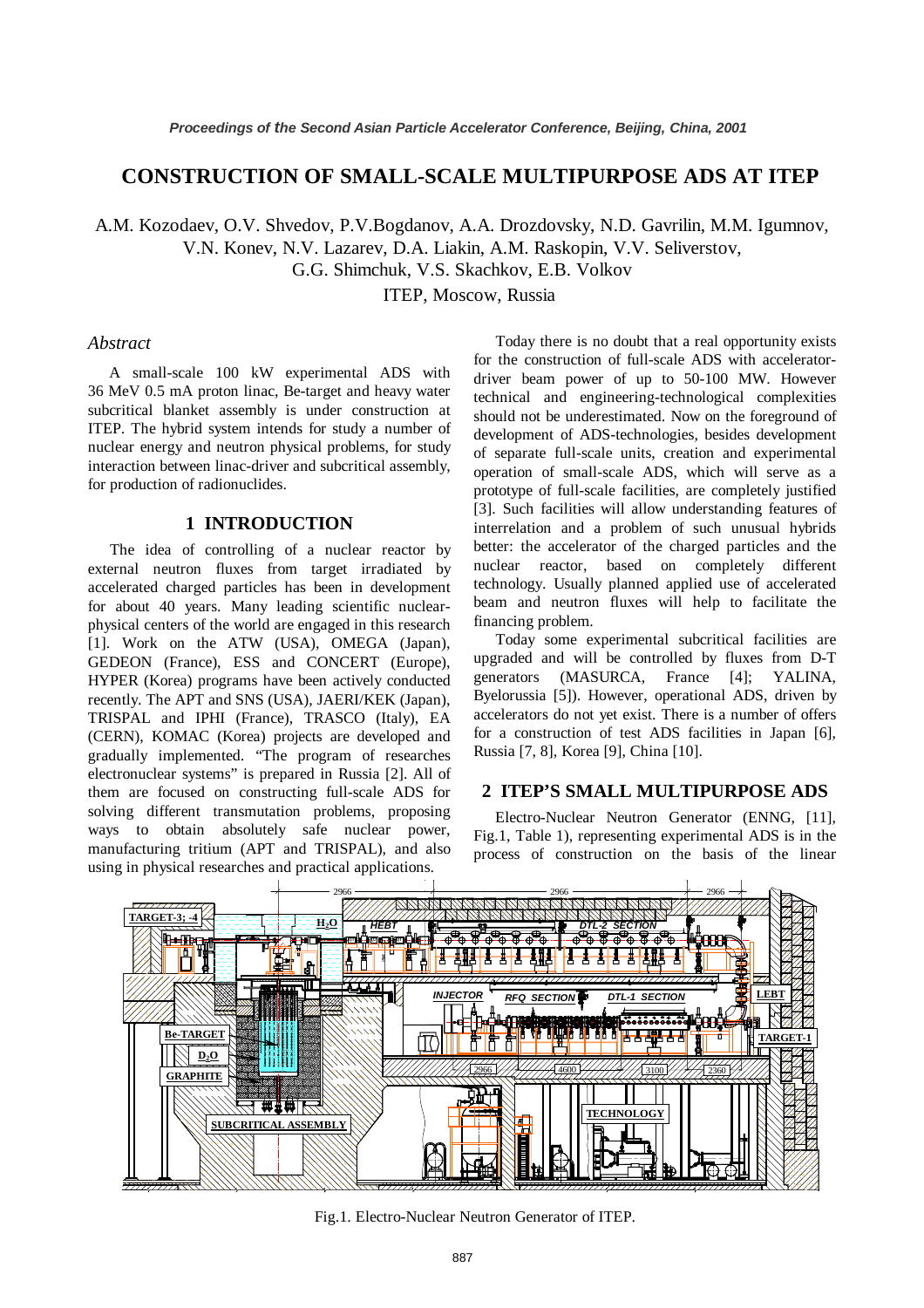# CONSTRUCTION OF SMALL-SCALE MULTIPURPOSE ADS AT ITEP

A.M. Kozodaev, O.V. Shvedov, P.V.Bogdanov, A.A. Drozdovsky, N.D. Gavrilin, M.M. Igumnov, V.N. Konev, N.V. Lazarev, D.A. Liakin, A.M. Raskopin, V.V. Seliverstov, G.G. Shimchuk, V.S. Skachkov, E.B. Volkov

ITEP, Moscow, Russia

## *Abstract*

A small-scale 100 kW experimental ADS with 36 MeV 0.5 mA proton linac, Be-target and heavy water subcritical blanket assembly is under construction at ITEP. The hybrid system intends for study a number of nuclear energy and neutron physical problems, for study interaction between linac-driver and subcritical assembly, for production of radionuclides.

## 1 INTRODUCTION

The idea of controlling of a nuclear reactor by external neutron fluxes from target irradiated by accelerated charged particles has been in development for about 40 years. Many leading scientific nuclear-physical centers of the world are engaged in this research [1]. Work on the ATW (USA), OMEGA (Japan), GEDEON (France), ESS and CONCERT (Europe), HYPER (Korea) programs have been actively conducted recently. The APT and SNS (USA), JAERI/KEK (Japan), TRISPAL and IPHI (France), TRASCO (Italy), EA (CERN), KOMAC (Korea) projects are developed and gradually implemented. "The program of researches electronuclear systems" is prepared in Russia [2]. All of them are focused on constructing full-scale ADS for solving different transmutation problems, proposing ways to obtain absolutely safe nuclear power, manufacturing tritium (APT and TRISPAL), and also using in physical researches and practical applications.

Today there is no doubt that a real opportunity exists for the construction of full-scale ADS with accelerator-driver beam power of up to 50-100 MW. However technical and engineering-technological complexities should not be underestimated. Now on the foreground of development of ADS-technologies, besides development of separate full-scale units, creation and experimental operation of small-scale ADS, which will serve as a prototype of full-scale facilities, are completely justified [3]. Such facilities will allow understanding features of interrelation and a problem of such unusual hybrids better: the accelerator of the charged particles and the nuclear reactor, based on completely different technology. Usually planned applied use of accelerated beam and neutron fluxes will help to facilitate the financing problem.

Today some experimental subcritical facilities are upgraded and will be controlled by fluxes from D-T generators (MASURCA, France [4]; YALINA, Byelorussia [5]). However, operational ADS, driven by accelerators do not yet exist. There is a number of offers for a construction of test ADS facilities in Japan [6], Russia [7, 8], Korea [9], China [10].

## 2 ITEP'S SMALL MULTIPURPOSE ADS

Electro-Nuclear Neutron Generator (ENNG, [11], Fig.1, Table 1), representing experimental ADS is in the process of construction on the basis of the linear

Fig.1. Electro-Nuclear Neutron Generator of ITEP.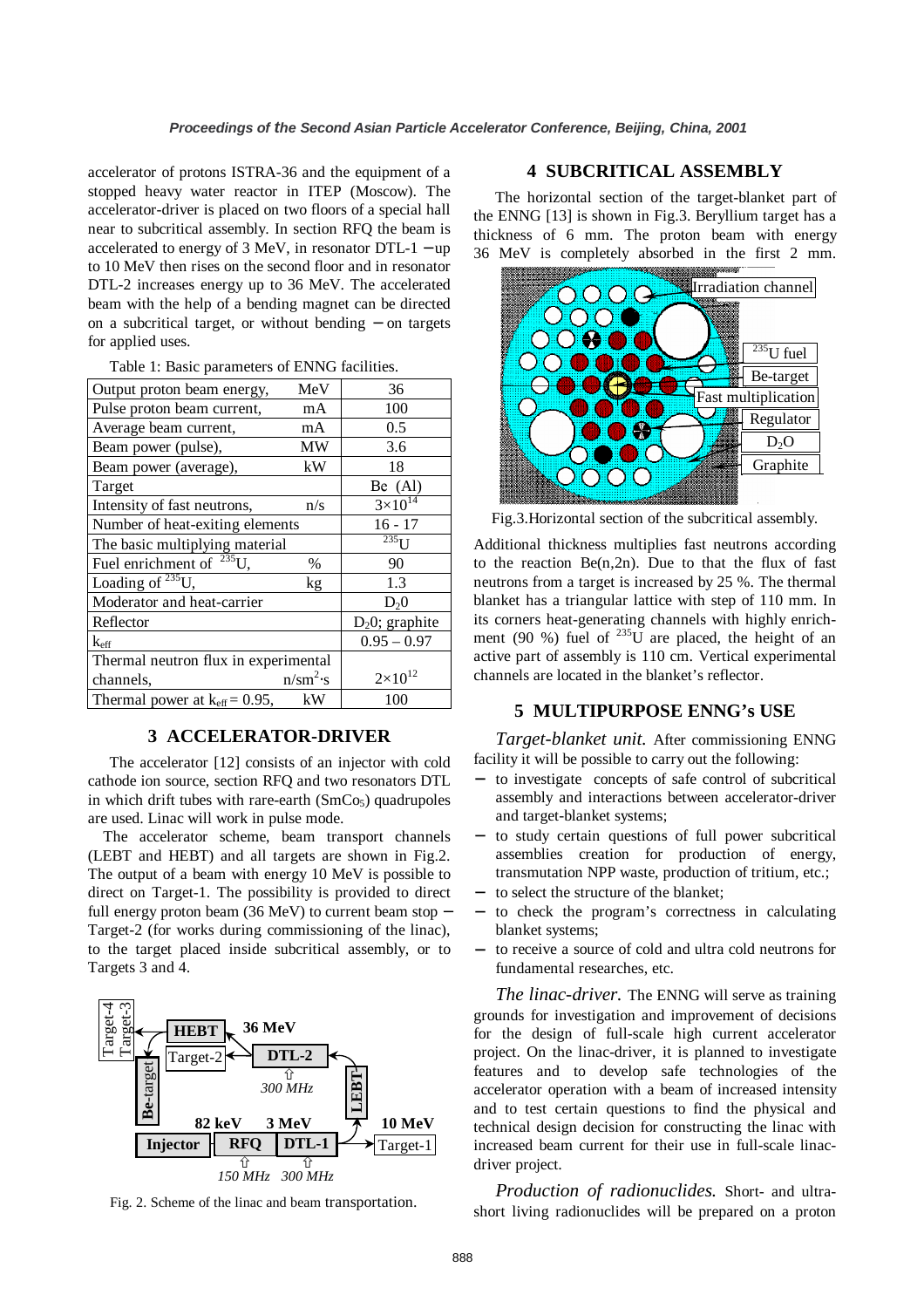accelerator of protons ISTRA-36 and the equipment of a stopped heavy water reactor in ITEP (Moscow). The accelerator-driver is placed on two floors of a special hall near to subcritical assembly. In section RFQ the beam is accelerated to energy of 3 MeV, in resonator DTL-1 − up to 10 MeV then rises on the second floor and in resonator DTL-2 increases energy up to 36 MeV. The accelerated beam with the help of a bending magnet can be directed on a subcritical target, or without bending − on targets for applied uses.

Table 1: Basic parameters of ENNG facilities.

| Parameter | Unit | Value |
|---|---|---|
| Output proton beam energy, | MeV | 36 |
| Pulse proton beam current, | mA | 100 |
| Average beam current, | mA | 0.5 |
| Beam power (pulse), | MW | 3.6 |
| Beam power (average), | kW | 18 |
| Target | | Be (Al) |
| Intensity of fast neutrons, | n/s | $3\times10^{14}$ |
| Number of heat-exiting elements | | 16 - 17 |
| The basic multiplying material | | $^{235}U$ |
| Fuel enrichment of $^{235}U$, | % | 90 |
| Loading of $^{235}U$, | kg | 1.3 |
| Moderator and heat-carrier | | $D_2O$ |
| Reflector | | $D_2O$; graphite |
| $k_{eff}$ | | 0.95 – 0.97 |
| Thermal neutron flux in experimental channels, | $n/sm^2 \cdot s$ | $2\times10^{12}$ |
| Thermal power at $k_{eff} = 0.95$, | kW | 100 |

## 3 ACCELERATOR-DRIVER

The accelerator [12] consists of an injector with cold cathode ion source, section RFQ and two resonators DTL in which drift tubes with rare-earth ($SmCo_5$) quadrupoles are used. Linac will work in pulse mode.

The accelerator scheme, beam transport channels (LEBT and HEBT) and all targets are shown in Fig.2. The output of a beam with energy 10 MeV is possible to direct on Target-1. The possibility is provided to direct full energy proton beam (36 MeV) to current beam stop − Target-2 (for works during commissioning of the linac), to the target placed inside subcritical assembly, or to Targets 3 and 4.

Fig. 2. Scheme of the linac and beam transportation.

## 4 SUBCRITICAL ASSEMBLY

The horizontal section of the target-blanket part of the ENNG [13] is shown in Fig.3. Beryllium target has a thickness of 6 mm. The proton beam with energy 36 MeV is completely absorbed in the first 2 mm.

Fig.3.Horizontal section of the subcritical assembly.

Additional thickness multiplies fast neutrons according to the reaction Be(n,2n). Due to that the flux of fast neutrons from a target is increased by 25 %. The thermal blanket has a triangular lattice with step of 110 mm. In its corners heat-generating channels with highly enrichment (90 %) fuel of $^{235}U$ are placed, the height of an active part of assembly is 110 cm. Vertical experimental channels are located in the blanket's reflector.

## 5 MULTIPURPOSE ENNG's USE

*Target-blanket unit.* After commissioning ENNG facility it will be possible to carry out the following:

- to investigate concepts of safe control of subcritical assembly and interactions between accelerator-driver and target-blanket systems;
- to study certain questions of full power subcritical assemblies creation for production of energy, transmutation NPP waste, production of tritium, etc.;
- to select the structure of the blanket;
- to check the program's correctness in calculating blanket systems;
- to receive a source of cold and ultra cold neutrons for fundamental researches, etc.

*The linac-driver.* The ENNG will serve as training grounds for investigation and improvement of decisions for the design of full-scale high current accelerator project. On the linac-driver, it is planned to investigate features and to develop safe technologies of the accelerator operation with a beam of increased intensity and to test certain questions to find the physical and technical design decision for constructing the linac with increased beam current for their use in full-scale linac-driver project.

*Production of radionuclides.* Short- and ultra-short living radionuclides will be prepared on a proton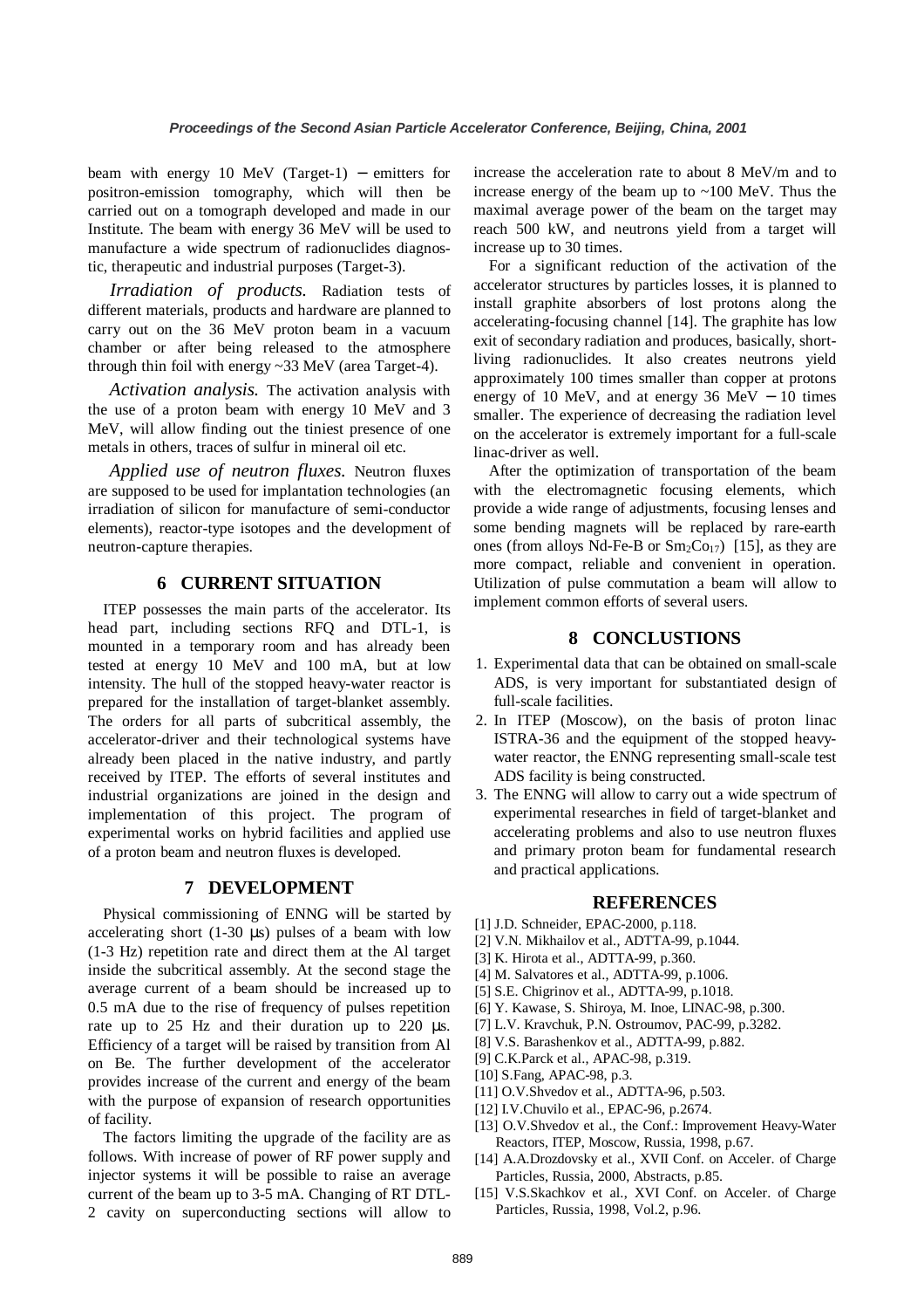beam with energy 10 MeV (Target-1) – emitters for positron-emission tomography, which will then be carried out on a tomograph developed and made in our Institute. The beam with energy 36 MeV will be used to manufacture a wide spectrum of radionuclides diagnostic, therapeutic and industrial purposes (Target-3).

*Irradiation of products.* Radiation tests of different materials, products and hardware are planned to carry out on the 36 MeV proton beam in a vacuum chamber or after being released to the atmosphere through thin foil with energy ~33 MeV (area Target-4).

*Activation analysis.* The activation analysis with the use of a proton beam with energy 10 MeV and 3 MeV, will allow finding out the tiniest presence of one metals in others, traces of sulfur in mineral oil etc.

*Applied use of neutron fluxes.* Neutron fluxes are supposed to be used for implantation technologies (an irradiation of silicon for manufacture of semi-conductor elements), reactor-type isotopes and the development of neutron-capture therapies.

## 6 CURRENT SITUATION

ITEP possesses the main parts of the accelerator. Its head part, including sections RFQ and DTL-1, is mounted in a temporary room and has already been tested at energy 10 MeV and 100 mA, but at low intensity. The hull of the stopped heavy-water reactor is prepared for the installation of target-blanket assembly. The orders for all parts of subcritical assembly, the accelerator-driver and their technological systems have already been placed in the native industry, and partly received by ITEP. The efforts of several institutes and industrial organizations are joined in the design and implementation of this project. The program of experimental works on hybrid facilities and applied use of a proton beam and neutron fluxes is developed.

## 7 DEVELOPMENT

Physical commissioning of ENNG will be started by accelerating short (1-30 μs) pulses of a beam with low (1-3 Hz) repetition rate and direct them at the Al target inside the subcritical assembly. At the second stage the average current of a beam should be increased up to 0.5 mA due to the rise of frequency of pulses repetition rate up to 25 Hz and their duration up to 220 μs. Efficiency of a target will be raised by transition from Al on Be. The further development of the accelerator provides increase of the current and energy of the beam with the purpose of expansion of research opportunities of facility.

The factors limiting the upgrade of the facility are as follows. With increase of power of RF power supply and injector systems it will be possible to raise an average current of the beam up to 3-5 mA. Changing of RT DTL-2 cavity on superconducting sections will allow to increase the acceleration rate to about 8 MeV/m and to increase energy of the beam up to ~100 MeV. Thus the maximal average power of the beam on the target may reach 500 kW, and neutrons yield from a target will increase up to 30 times.

For a significant reduction of the activation of the accelerator structures by particles losses, it is planned to install graphite absorbers of lost protons along the accelerating-focusing channel [14]. The graphite has low exit of secondary radiation and produces, basically, short-living radionuclides. It also creates neutrons yield approximately 100 times smaller than copper at protons energy of 10 MeV, and at energy 36 MeV – 10 times smaller. The experience of decreasing the radiation level on the accelerator is extremely important for a full-scale linac-driver as well.

After the optimization of transportation of the beam with the electromagnetic focusing elements, which provide a wide range of adjustments, focusing lenses and some bending magnets will be replaced by rare-earth ones (from alloys Nd-Fe-B or $Sm_2Co_{17}$) [15], as they are more compact, reliable and convenient in operation. Utilization of pulse commutation a beam will allow to implement common efforts of several users.

## 8 CONCLUSTIONS

1. Experimental data that can be obtained on small-scale ADS, is very important for substantiated design of full-scale facilities.
2. In ITEP (Moscow), on the basis of proton linac ISTRA-36 and the equipment of the stopped heavy-water reactor, the ENNG representing small-scale test ADS facility is being constructed.
3. The ENNG will allow to carry out a wide spectrum of experimental researches in field of target-blanket and accelerating problems and also to use neutron fluxes and primary proton beam for fundamental research and practical applications.

## REFERENCES

[1] J.D. Schneider, EPAC-2000, p.118.
[2] V.N. Mikhailov et al., ADTTA-99, p.1044.
[3] K. Hirota et al., ADTTA-99, p.360.
[4] M. Salvatores et al., ADTTA-99, p.1006.
[5] S.E. Chigrinov et al., ADTTA-99, p.1018.
[6] Y. Kawase, S. Shiroya, M. Inoe, LINAC-98, p.300.
[7] L.V. Kravchuk, P.N. Ostroumov, PAC-99, p.3282.
[8] V.S. Barashenkov et al., ADTTA-99, p.882.
[9] C.K.Parck et al., APAC-98, p.319.
[10] S.Fang, APAC-98, p.3.
[11] O.V.Shvedov et al., ADTTA-96, p.503.
[12] I.V.Chuvilo et al., EPAC-96, p.2674.
[13] O.V.Shvedov et al., the Conf.: Improvement Heavy-Water Reactors, ITEP, Moscow, Russia, 1998, p.67.
[14] A.A.Drozdovsky et al., XVII Conf. on Acceler. of Charge Particles, Russia, 2000, Abstracts, p.85.
[15] V.S.Skachkov et al., XVI Conf. on Acceler. of Charge Particles, Russia, 1998, Vol.2, p.96.